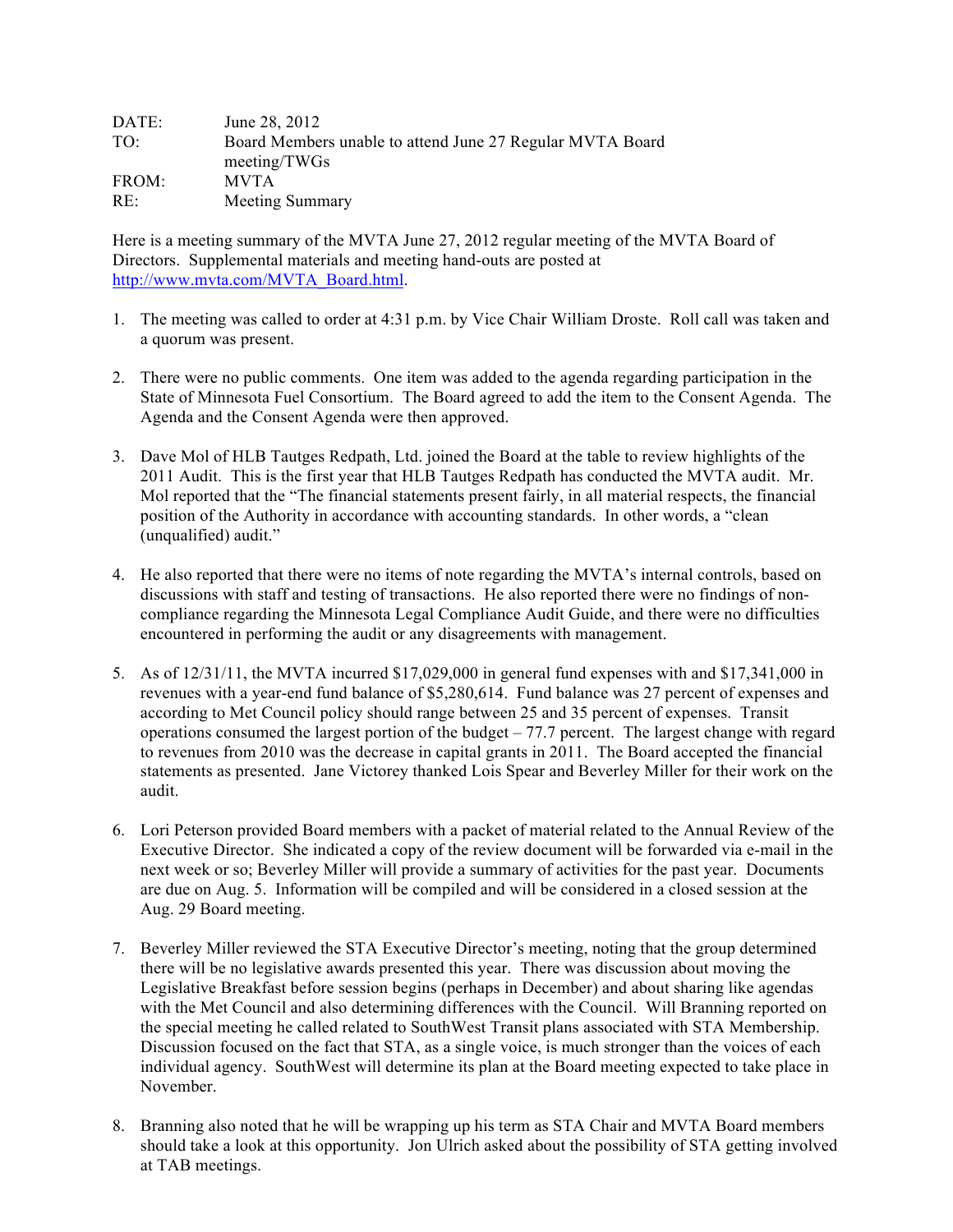DATE: June 28, 2012
TO: Board Members unable to attend June 27 Regular MVTA Board meeting/TWGs
FROM: MVTA
RE: Meeting Summary

Here is a meeting summary of the MVTA June 27, 2012 regular meeting of the MVTA Board of Directors. Supplemental materials and meeting hand-outs are posted at http://www.mvta.com/MVTA_Board.html.

1. The meeting was called to order at 4:31 p.m. by Vice Chair William Droste. Roll call was taken and a quorum was present.

2. There were no public comments. One item was added to the agenda regarding participation in the State of Minnesota Fuel Consortium. The Board agreed to add the item to the Consent Agenda. The Agenda and the Consent Agenda were then approved.

3. Dave Mol of HLB Tautges Redpath, Ltd. joined the Board at the table to review highlights of the 2011 Audit. This is the first year that HLB Tautges Redpath has conducted the MVTA audit. Mr. Mol reported that the "The financial statements present fairly, in all material respects, the financial position of the Authority in accordance with accounting standards. In other words, a "clean (unqualified) audit."

4. He also reported that there were no items of note regarding the MVTA's internal controls, based on discussions with staff and testing of transactions. He also reported there were no findings of non-compliance regarding the Minnesota Legal Compliance Audit Guide, and there were no difficulties encountered in performing the audit or any disagreements with management.

5. As of 12/31/11, the MVTA incurred $17,029,000 in general fund expenses with and $17,341,000 in revenues with a year-end fund balance of $5,280,614. Fund balance was 27 percent of expenses and according to Met Council policy should range between 25 and 35 percent of expenses. Transit operations consumed the largest portion of the budget – 77.7 percent. The largest change with regard to revenues from 2010 was the decrease in capital grants in 2011. The Board accepted the financial statements as presented. Jane Victorey thanked Lois Spear and Beverley Miller for their work on the audit.

6. Lori Peterson provided Board members with a packet of material related to the Annual Review of the Executive Director. She indicated a copy of the review document will be forwarded via e-mail in the next week or so; Beverley Miller will provide a summary of activities for the past year. Documents are due on Aug. 5. Information will be compiled and will be considered in a closed session at the Aug. 29 Board meeting.

7. Beverley Miller reviewed the STA Executive Director's meeting, noting that the group determined there will be no legislative awards presented this year. There was discussion about moving the Legislative Breakfast before session begins (perhaps in December) and about sharing like agendas with the Met Council and also determining differences with the Council. Will Branning reported on the special meeting he called related to SouthWest Transit plans associated with STA Membership. Discussion focused on the fact that STA, as a single voice, is much stronger than the voices of each individual agency. SouthWest will determine its plan at the Board meeting expected to take place in November.

8. Branning also noted that he will be wrapping up his term as STA Chair and MVTA Board members should take a look at this opportunity. Jon Ulrich asked about the possibility of STA getting involved at TAB meetings.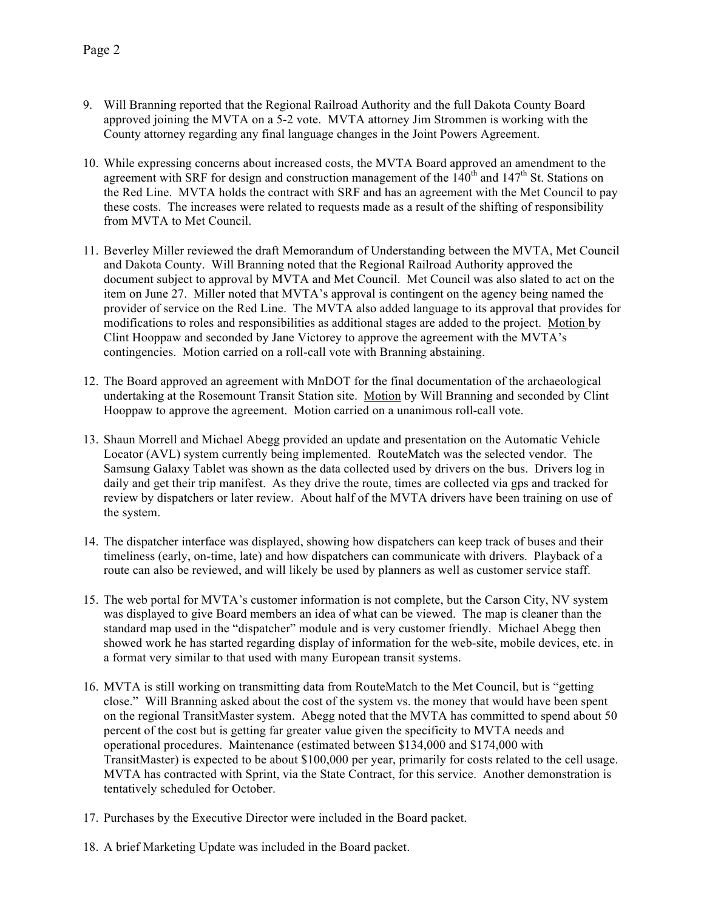9. Will Branning reported that the Regional Railroad Authority and the full Dakota County Board approved joining the MVTA on a 5-2 vote. MVTA attorney Jim Strommen is working with the County attorney regarding any final language changes in the Joint Powers Agreement.

10. While expressing concerns about increased costs, the MVTA Board approved an amendment to the agreement with SRF for design and construction management of the 140th and 147th St. Stations on the Red Line. MVTA holds the contract with SRF and has an agreement with the Met Council to pay these costs. The increases were related to requests made as a result of the shifting of responsibility from MVTA to Met Council.

11. Beverley Miller reviewed the draft Memorandum of Understanding between the MVTA, Met Council and Dakota County. Will Branning noted that the Regional Railroad Authority approved the document subject to approval by MVTA and Met Council. Met Council was also slated to act on the item on June 27. Miller noted that MVTA's approval is contingent on the agency being named the provider of service on the Red Line. The MVTA also added language to its approval that provides for modifications to roles and responsibilities as additional stages are added to the project. <u>Motion</u> by Clint Hooppaw and seconded by Jane Victorey to approve the agreement with the MVTA's contingencies. Motion carried on a roll-call vote with Branning abstaining.

12. The Board approved an agreement with MnDOT for the final documentation of the archaeological undertaking at the Rosemount Transit Station site. <u>Motion</u> by Will Branning and seconded by Clint Hooppaw to approve the agreement. Motion carried on a unanimous roll-call vote.

13. Shaun Morrell and Michael Abegg provided an update and presentation on the Automatic Vehicle Locator (AVL) system currently being implemented. RouteMatch was the selected vendor. The Samsung Galaxy Tablet was shown as the data collected used by drivers on the bus. Drivers log in daily and get their trip manifest. As they drive the route, times are collected via gps and tracked for review by dispatchers or later review. About half of the MVTA drivers have been training on use of the system.

14. The dispatcher interface was displayed, showing how dispatchers can keep track of buses and their timeliness (early, on-time, late) and how dispatchers can communicate with drivers. Playback of a route can also be reviewed, and will likely be used by planners as well as customer service staff.

15. The web portal for MVTA's customer information is not complete, but the Carson City, NV system was displayed to give Board members an idea of what can be viewed. The map is cleaner than the standard map used in the "dispatcher" module and is very customer friendly. Michael Abegg then showed work he has started regarding display of information for the web-site, mobile devices, etc. in a format very similar to that used with many European transit systems.

16. MVTA is still working on transmitting data from RouteMatch to the Met Council, but is "getting close." Will Branning asked about the cost of the system vs. the money that would have been spent on the regional TransitMaster system. Abegg noted that the MVTA has committed to spend about 50 percent of the cost but is getting far greater value given the specificity to MVTA needs and operational procedures. Maintenance (estimated between $134,000 and $174,000 with TransitMaster) is expected to be about $100,000 per year, primarily for costs related to the cell usage. MVTA has contracted with Sprint, via the State Contract, for this service. Another demonstration is tentatively scheduled for October.

17. Purchases by the Executive Director were included in the Board packet.

18. A brief Marketing Update was included in the Board packet.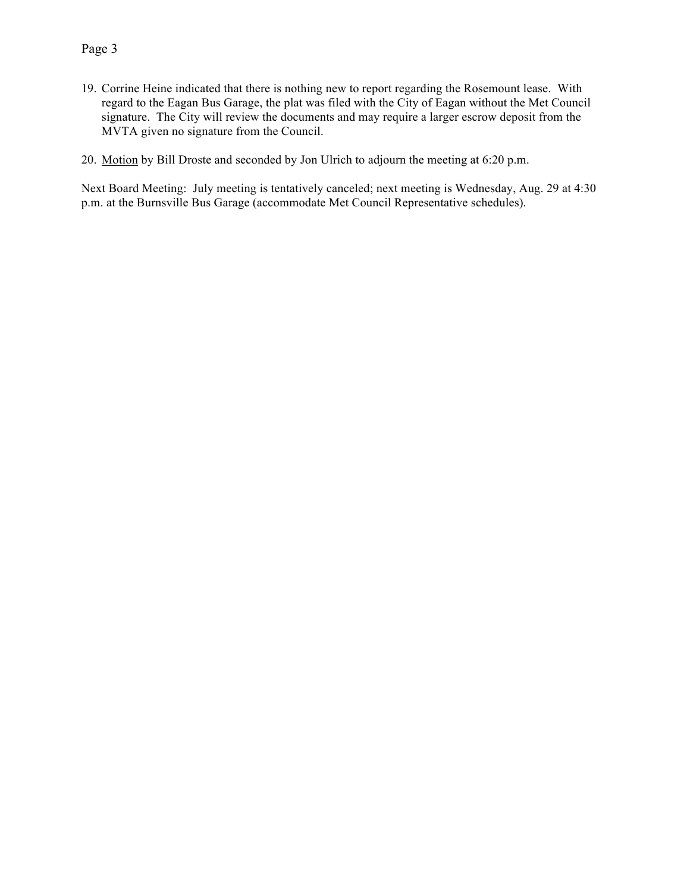19. Corrine Heine indicated that there is nothing new to report regarding the Rosemount lease. With regard to the Eagan Bus Garage, the plat was filed with the City of Eagan without the Met Council signature. The City will review the documents and may require a larger escrow deposit from the MVTA given no signature from the Council.

20. <u>Motion</u> by Bill Droste and seconded by Jon Ulrich to adjourn the meeting at 6:20 p.m.

Next Board Meeting: July meeting is tentatively canceled; next meeting is Wednesday, Aug. 29 at 4:30 p.m. at the Burnsville Bus Garage (accommodate Met Council Representative schedules).